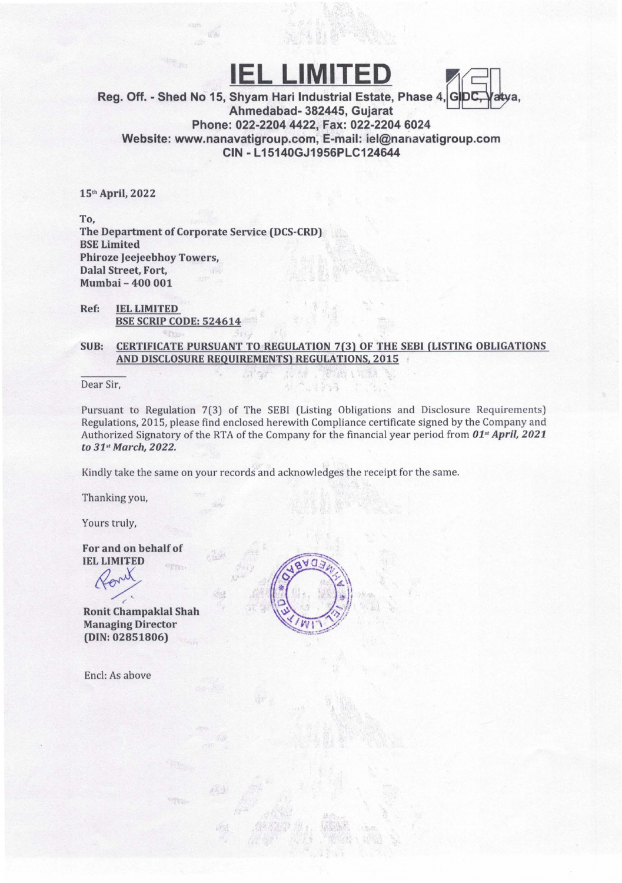# IEL LIMITED

**Reg. Off. - Shed No 15, Shyam Hari Industrial Estate, Phase 4, GIDC, Vatva, Ahmedabad- 382445, Gujarat**
**Phone: 022-2204 4422, Fax: 022-2204 6024**
**Website: www.nanavatigroup.com, E-mail: iel@nanavatigroup.com**
**CIN - L15140GJ1956PLC124644**

**15th April, 2022**

**To,**
**The Department of Corporate Service (DCS-CRD)**
**BSE Limited**
**Phiroze Jeejeebhoy Towers,**
**Dalal Street, Fort,**
**Mumbai – 400 001**

**Ref: IEL LIMITED**
**BSE SCRIP CODE: 524614**

**SUB: CERTIFICATE PURSUANT TO REGULATION 7(3) OF THE SEBI (LISTING OBLIGATIONS AND DISCLOSURE REQUIREMENTS) REGULATIONS, 2015**

Dear Sir,

Pursuant to Regulation 7(3) of The SEBI (Listing Obligations and Disclosure Requirements) Regulations, 2015, please find enclosed herewith Compliance certificate signed by the Company and Authorized Signatory of the RTA of the Company for the financial year period from ***01st April, 2021 to 31st March, 2022.***

Kindly take the same on your records and acknowledges the receipt for the same.

Thanking you,

Yours truly,

**For and on behalf of**
**IEL LIMITED**

**Ronit Champaklal Shah**
**Managing Director**
**(DIN: 02851806)**

Encl: As above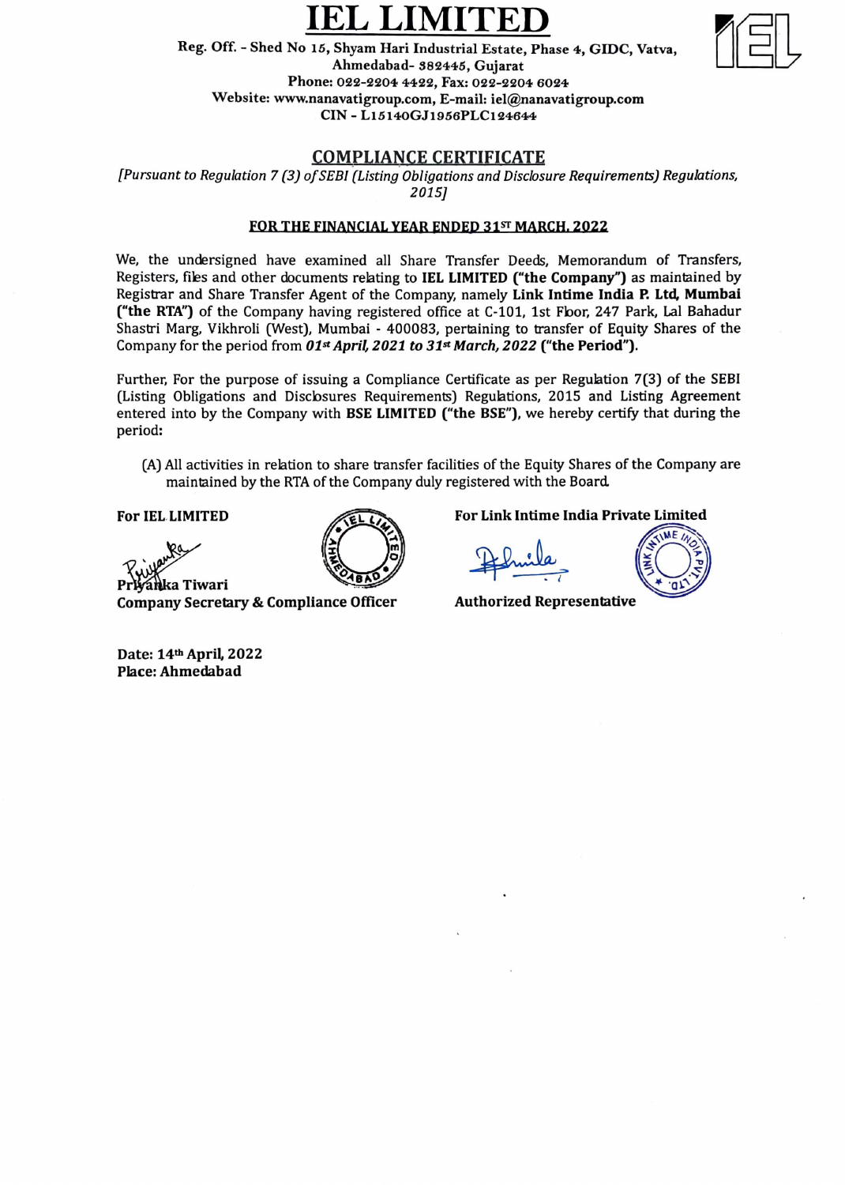# IEL LIMITED

Reg. Off. - Shed No 15, Shyam Hari Industrial Estate, Phase 4, GIDC, Vatva, Ahmedabad- 382445, Gujarat
Phone: 022-2204 4422, Fax: 022-2204 6024
Website: www.nanavatigroup.com, E-mail: iel@nanavatigroup.com
CIN - L15140GJ1956PLC124644

## COMPLIANCE CERTIFICATE

*[Pursuant to Regulation 7 (3) of SEBI (Listing Obligations and Disclosure Requirements) Regulations, 2015]*

**FOR THE FINANCIAL YEAR ENDED 31ST MARCH, 2022**

We, the undersigned have examined all Share Transfer Deeds, Memorandum of Transfers, Registers, files and other documents relating to **IEL LIMITED ("the Company")** as maintained by Registrar and Share Transfer Agent of the Company, namely **Link Intime India P. Ltd, Mumbai ("the RTA")** of the Company having registered office at C-101, 1st Floor, 247 Park, Lal Bahadur Shastri Marg, Vikhroli (West), Mumbai - 400083, pertaining to transfer of Equity Shares of the Company for the period from ***01st April, 2021 to 31st March, 2022*** **("the Period")**.

Further, For the purpose of issuing a Compliance Certificate as per Regulation 7(3) of the SEBI (Listing Obligations and Disclosures Requirements) Regulations, 2015 and Listing Agreement entered into by the Company with **BSE LIMITED ("the BSE")**, we hereby certify that during the period:

(A) All activities in relation to share transfer facilities of the Equity Shares of the Company are maintained by the RTA of the Company duly registered with the Board.

**For IEL LIMITED**

Priyanka Tiwari
**Company Secretary & Compliance Officer**

**For Link Intime India Private Limited**

**Authorized Representative**

**Date: 14th April, 2022**
**Place: Ahmedabad**